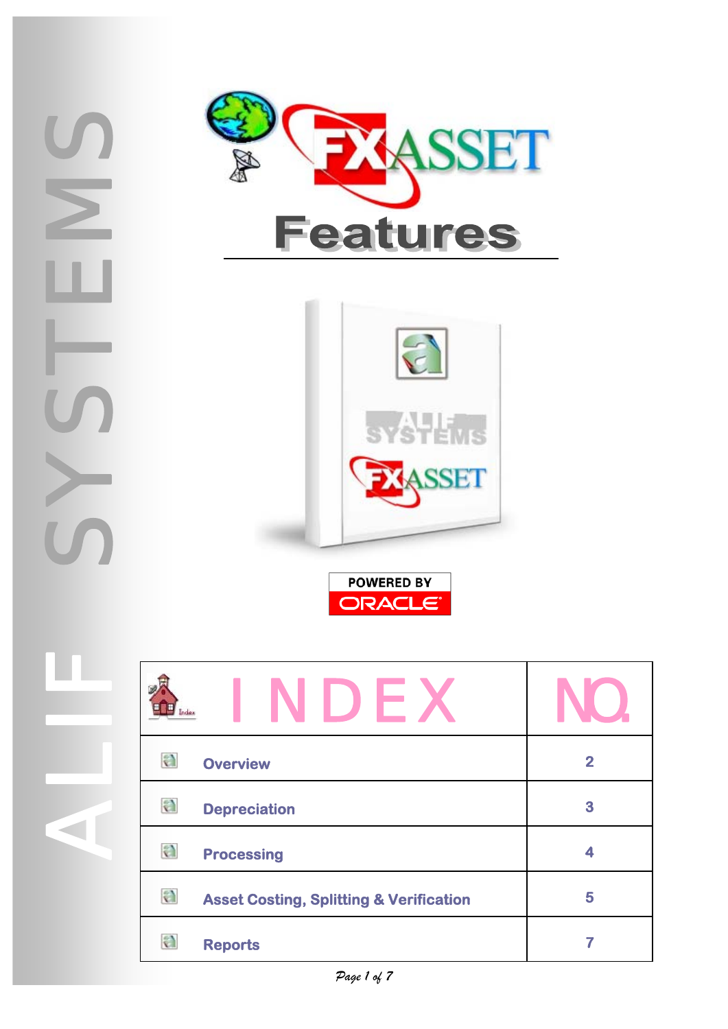# FXASSET Features

POWERED BY ORACLE

| INDEX | NO. |
|---|---|
| Overview | 2 |
| Depreciation | 3 |
| Processing | 4 |
| Asset Costing, Splitting & Verification | 5 |
| Reports | 7 |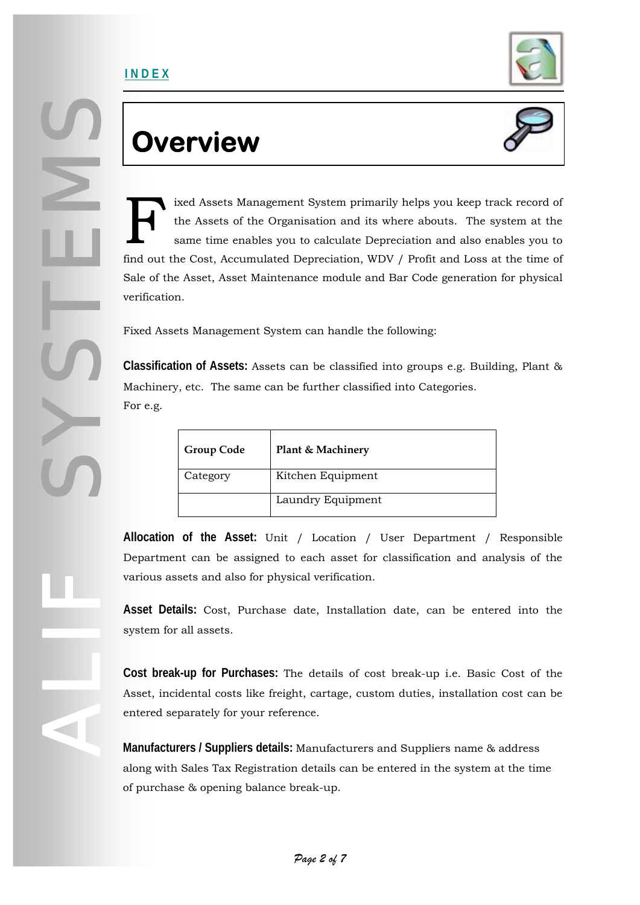INDEX

# Overview

Fixed Assets Management System primarily helps you keep track record of the Assets of the Organisation and its where abouts. The system at the same time enables you to calculate Depreciation and also enables you to find out the Cost, Accumulated Depreciation, WDV / Profit and Loss at the time of Sale of the Asset, Asset Maintenance module and Bar Code generation for physical verification.

Fixed Assets Management System can handle the following:

**Classification of Assets:** Assets can be classified into groups e.g. Building, Plant & Machinery, etc. The same can be further classified into Categories.
For e.g.

| Group Code | Plant & Machinery |
|---|---|
| Category | Kitchen Equipment |
| | Laundry Equipment |

**Allocation of the Asset:** Unit / Location / User Department / Responsible Department can be assigned to each asset for classification and analysis of the various assets and also for physical verification.

**Asset Details:** Cost, Purchase date, Installation date, can be entered into the system for all assets.

**Cost break-up for Purchases:** The details of cost break-up i.e. Basic Cost of the Asset, incidental costs like freight, cartage, custom duties, installation cost can be entered separately for your reference.

**Manufacturers / Suppliers details:** Manufacturers and Suppliers name & address along with Sales Tax Registration details can be entered in the system at the time of purchase & opening balance break-up.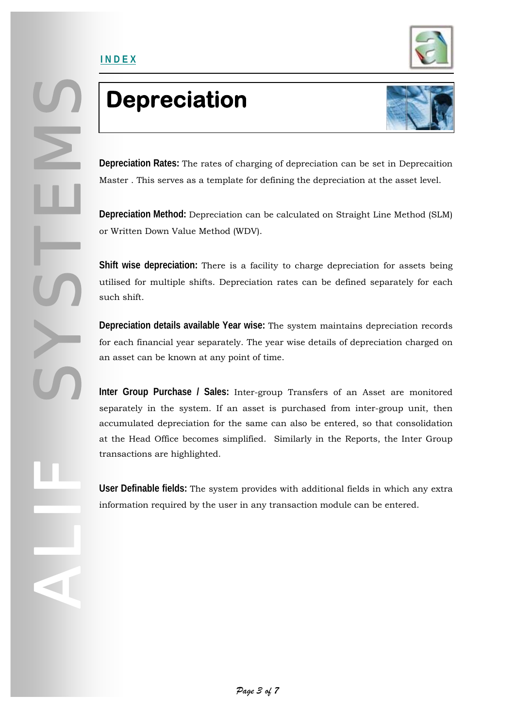# Depreciation

**Depreciation Rates:** The rates of charging of depreciation can be set in Deprecaition Master . This serves as a template for defining the depreciation at the asset level.

**Depreciation Method:** Depreciation can be calculated on Straight Line Method (SLM) or Written Down Value Method (WDV).

**Shift wise depreciation:** There is a facility to charge depreciation for assets being utilised for multiple shifts. Depreciation rates can be defined separately for each such shift.

**Depreciation details available Year wise:** The system maintains depreciation records for each financial year separately. The year wise details of depreciation charged on an asset can be known at any point of time.

**Inter Group Purchase / Sales:** Inter-group Transfers of an Asset are monitored separately in the system. If an asset is purchased from inter-group unit, then accumulated depreciation for the same can also be entered, so that consolidation at the Head Office becomes simplified. Similarly in the Reports, the Inter Group transactions are highlighted.

**User Definable fields:** The system provides with additional fields in which any extra information required by the user in any transaction module can be entered.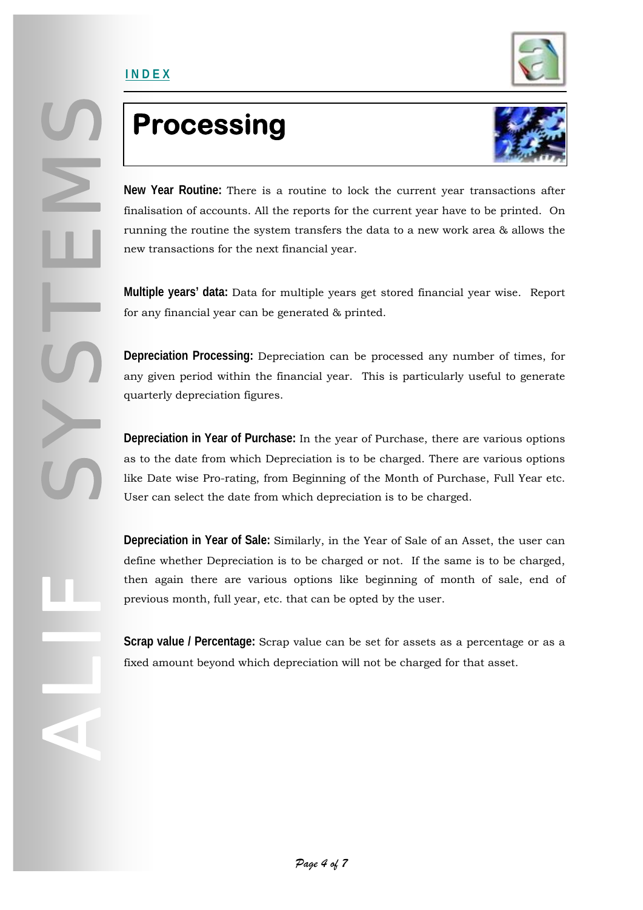INDEX

# Processing

**New Year Routine:** There is a routine to lock the current year transactions after finalisation of accounts. All the reports for the current year have to be printed. On running the routine the system transfers the data to a new work area & allows the new transactions for the next financial year.

**Multiple years' data:** Data for multiple years get stored financial year wise. Report for any financial year can be generated & printed.

**Depreciation Processing:** Depreciation can be processed any number of times, for any given period within the financial year. This is particularly useful to generate quarterly depreciation figures.

**Depreciation in Year of Purchase:** In the year of Purchase, there are various options as to the date from which Depreciation is to be charged. There are various options like Date wise Pro-rating, from Beginning of the Month of Purchase, Full Year etc. User can select the date from which depreciation is to be charged.

**Depreciation in Year of Sale:** Similarly, in the Year of Sale of an Asset, the user can define whether Depreciation is to be charged or not. If the same is to be charged, then again there are various options like beginning of month of sale, end of previous month, full year, etc. that can be opted by the user.

**Scrap value / Percentage:** Scrap value can be set for assets as a percentage or as a fixed amount beyond which depreciation will not be charged for that asset.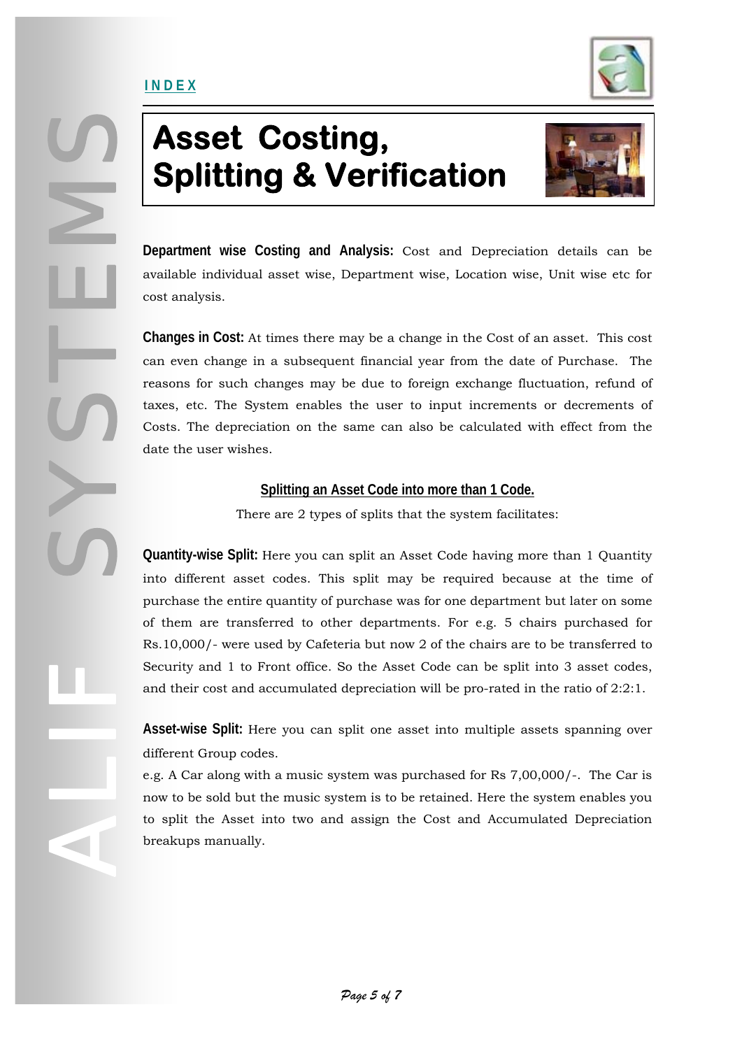INDEX

# Asset Costing, Splitting & Verification

**Department wise Costing and Analysis:** Cost and Depreciation details can be available individual asset wise, Department wise, Location wise, Unit wise etc for cost analysis.

**Changes in Cost:** At times there may be a change in the Cost of an asset. This cost can even change in a subsequent financial year from the date of Purchase. The reasons for such changes may be due to foreign exchange fluctuation, refund of taxes, etc. The System enables the user to input increments or decrements of Costs. The depreciation on the same can also be calculated with effect from the date the user wishes.

## Splitting an Asset Code into more than 1 Code.

There are 2 types of splits that the system facilitates:

**Quantity-wise Split:** Here you can split an Asset Code having more than 1 Quantity into different asset codes. This split may be required because at the time of purchase the entire quantity of purchase was for one department but later on some of them are transferred to other departments. For e.g. 5 chairs purchased for Rs.10,000/- were used by Cafeteria but now 2 of the chairs are to be transferred to Security and 1 to Front office. So the Asset Code can be split into 3 asset codes, and their cost and accumulated depreciation will be pro-rated in the ratio of 2:2:1.

**Asset-wise Split:** Here you can split one asset into multiple assets spanning over different Group codes.

e.g. A Car along with a music system was purchased for Rs 7,00,000/-. The Car is now to be sold but the music system is to be retained. Here the system enables you to split the Asset into two and assign the Cost and Accumulated Depreciation breakups manually.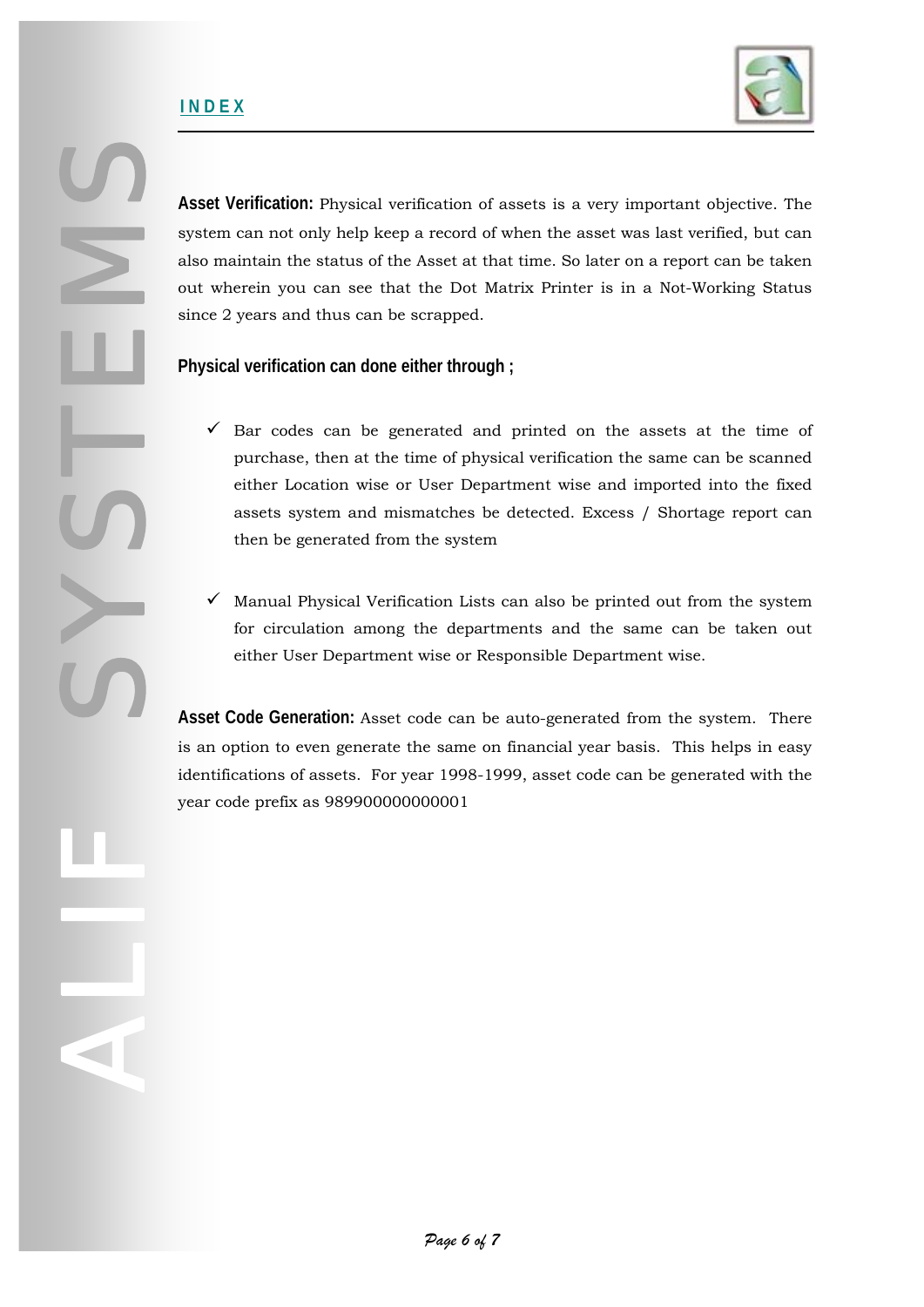**Asset Verification:** Physical verification of assets is a very important objective. The system can not only help keep a record of when the asset was last verified, but can also maintain the status of the Asset at that time. So later on a report can be taken out wherein you can see that the Dot Matrix Printer is in a Not-Working Status since 2 years and thus can be scrapped.

**Physical verification can done either through ;**

- ✓ Bar codes can be generated and printed on the assets at the time of purchase, then at the time of physical verification the same can be scanned either Location wise or User Department wise and imported into the fixed assets system and mismatches be detected. Excess / Shortage report can then be generated from the system

- ✓ Manual Physical Verification Lists can also be printed out from the system for circulation among the departments and the same can be taken out either User Department wise or Responsible Department wise.

**Asset Code Generation:** Asset code can be auto-generated from the system. There is an option to even generate the same on financial year basis. This helps in easy identifications of assets. For year 1998-1999, asset code can be generated with the year code prefix as 989900000000001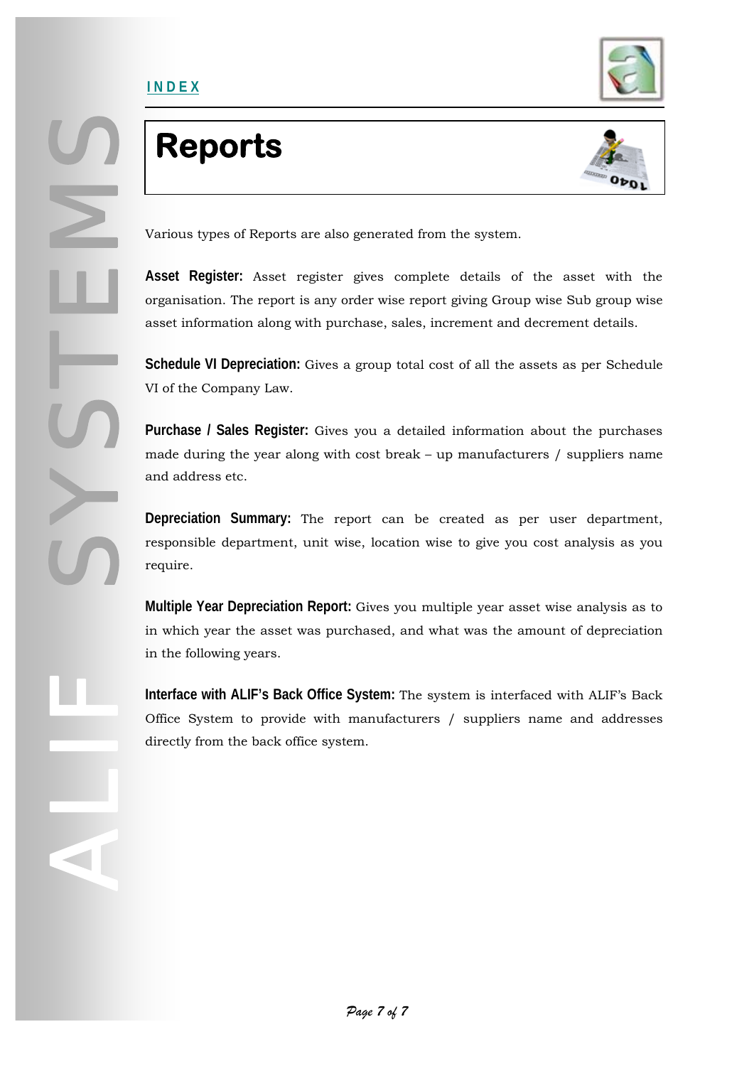INDEX

# Reports

Various types of Reports are also generated from the system.

**Asset Register:** Asset register gives complete details of the asset with the organisation. The report is any order wise report giving Group wise Sub group wise asset information along with purchase, sales, increment and decrement details.

**Schedule VI Depreciation:** Gives a group total cost of all the assets as per Schedule VI of the Company Law.

**Purchase / Sales Register:** Gives you a detailed information about the purchases made during the year along with cost break – up manufacturers / suppliers name and address etc.

**Depreciation Summary:** The report can be created as per user department, responsible department, unit wise, location wise to give you cost analysis as you require.

**Multiple Year Depreciation Report:** Gives you multiple year asset wise analysis as to in which year the asset was purchased, and what was the amount of depreciation in the following years.

**Interface with ALIF's Back Office System:** The system is interfaced with ALIF's Back Office System to provide with manufacturers / suppliers name and addresses directly from the back office system.